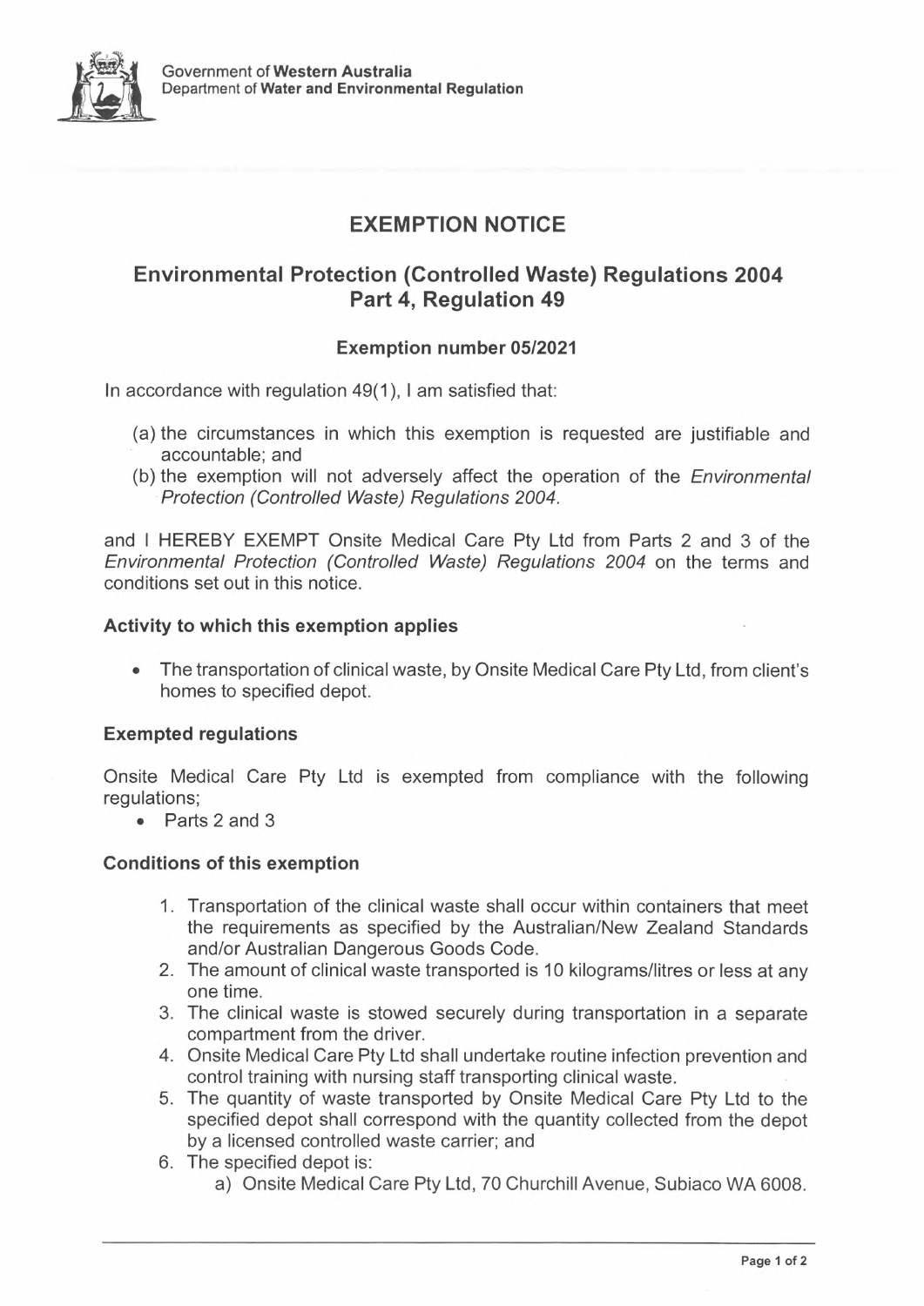Government of **Western Australia**
Department of **Water and Environmental Regulation**

# EXEMPTION NOTICE

## Environmental Protection (Controlled Waste) Regulations 2004 Part 4, Regulation 49

### Exemption number 05/2021

In accordance with regulation 49(1), I am satisfied that:

(a) the circumstances in which this exemption is requested are justifiable and accountable; and
(b) the exemption will not adversely affect the operation of the *Environmental Protection (Controlled Waste) Regulations 2004.*

and I HEREBY EXEMPT Onsite Medical Care Pty Ltd from Parts 2 and 3 of the *Environmental Protection (Controlled Waste) Regulations 2004* on the terms and conditions set out in this notice.

### Activity to which this exemption applies

- The transportation of clinical waste, by Onsite Medical Care Pty Ltd, from client's homes to specified depot.

### Exempted regulations

Onsite Medical Care Pty Ltd is exempted from compliance with the following regulations;

- Parts 2 and 3

### Conditions of this exemption

1. Transportation of the clinical waste shall occur within containers that meet the requirements as specified by the Australian/New Zealand Standards and/or Australian Dangerous Goods Code.
2. The amount of clinical waste transported is 10 kilograms/litres or less at any one time.
3. The clinical waste is stowed securely during transportation in a separate compartment from the driver.
4. Onsite Medical Care Pty Ltd shall undertake routine infection prevention and control training with nursing staff transporting clinical waste.
5. The quantity of waste transported by Onsite Medical Care Pty Ltd to the specified depot shall correspond with the quantity collected from the depot by a licensed controlled waste carrier; and
6. The specified depot is:
   a) Onsite Medical Care Pty Ltd, 70 Churchill Avenue, Subiaco WA 6008.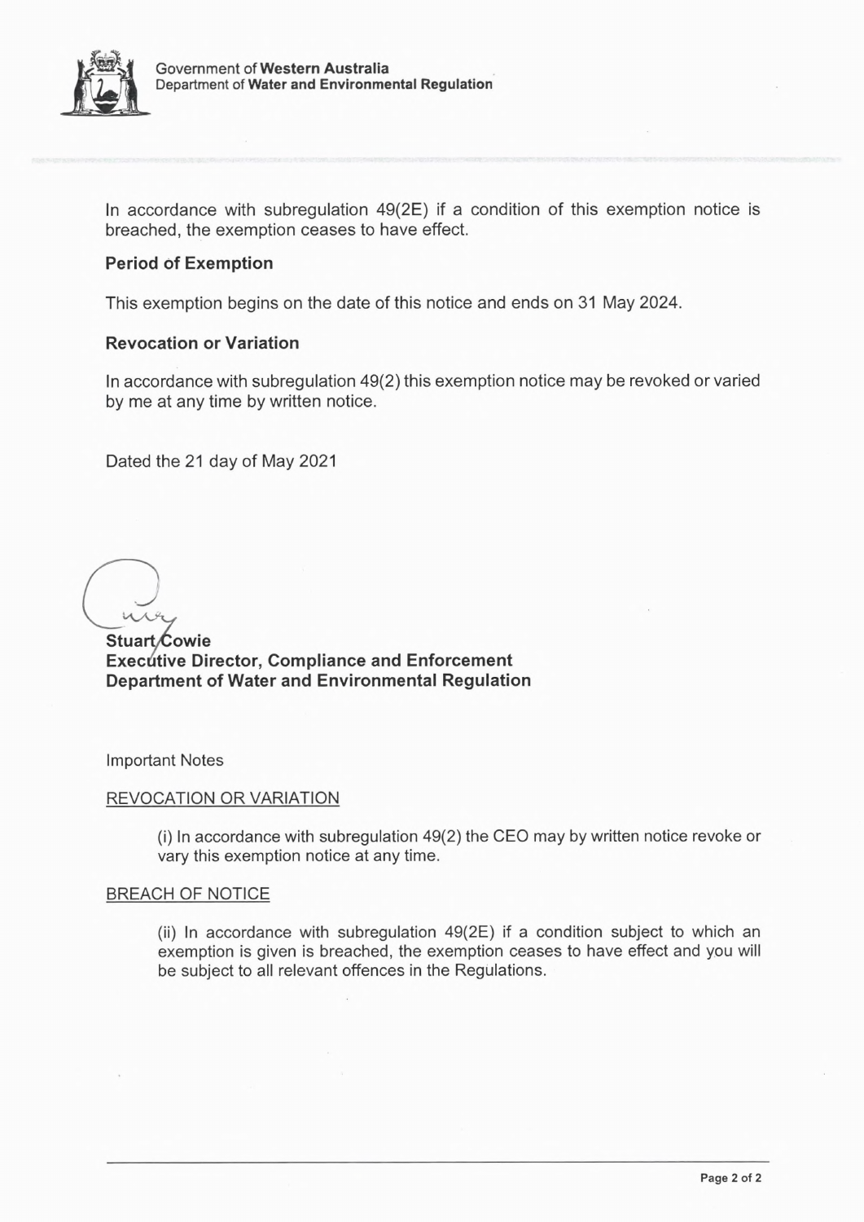In accordance with subregulation 49(2E) if a condition of this exemption notice is breached, the exemption ceases to have effect.

**Period of Exemption**

This exemption begins on the date of this notice and ends on 31 May 2024.

**Revocation or Variation**

In accordance with subregulation 49(2) this exemption notice may be revoked or varied by me at any time by written notice.

Dated the 21 day of May 2021

**Stuart Cowie**
**Executive Director, Compliance and Enforcement**
**Department of Water and Environmental Regulation**

Important Notes

REVOCATION OR VARIATION

(i) In accordance with subregulation 49(2) the CEO may by written notice revoke or vary this exemption notice at any time.

BREACH OF NOTICE

(ii) In accordance with subregulation 49(2E) if a condition subject to which an exemption is given is breached, the exemption ceases to have effect and you will be subject to all relevant offences in the Regulations.